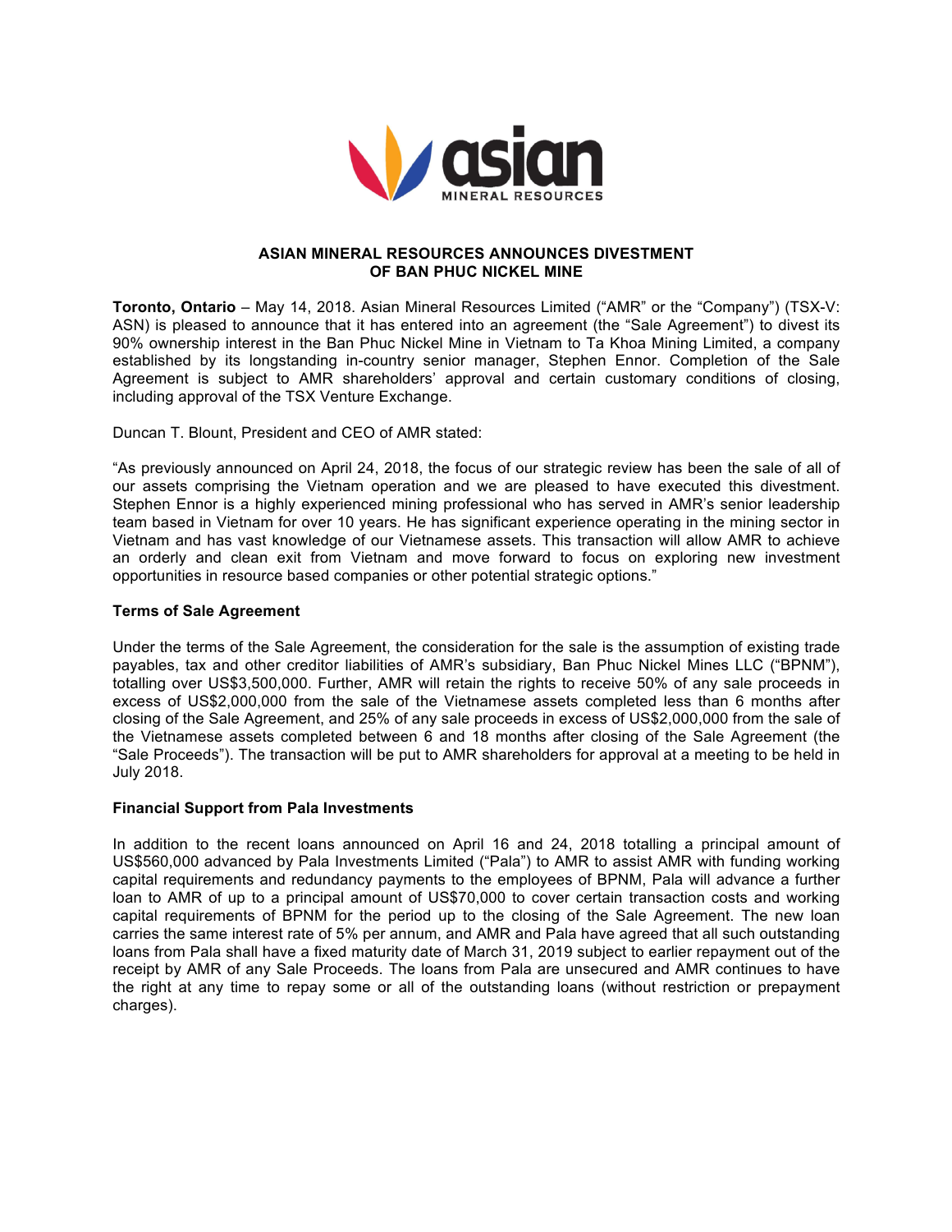# ASIAN MINERAL RESOURCES ANNOUNCES DIVESTMENT OF BAN PHUC NICKEL MINE

**Toronto, Ontario** – May 14, 2018. Asian Mineral Resources Limited ("AMR" or the "Company") (TSX-V: ASN) is pleased to announce that it has entered into an agreement (the "Sale Agreement") to divest its 90% ownership interest in the Ban Phuc Nickel Mine in Vietnam to Ta Khoa Mining Limited, a company established by its longstanding in-country senior manager, Stephen Ennor. Completion of the Sale Agreement is subject to AMR shareholders' approval and certain customary conditions of closing, including approval of the TSX Venture Exchange.

Duncan T. Blount, President and CEO of AMR stated:

"As previously announced on April 24, 2018, the focus of our strategic review has been the sale of all of our assets comprising the Vietnam operation and we are pleased to have executed this divestment. Stephen Ennor is a highly experienced mining professional who has served in AMR's senior leadership team based in Vietnam for over 10 years. He has significant experience operating in the mining sector in Vietnam and has vast knowledge of our Vietnamese assets. This transaction will allow AMR to achieve an orderly and clean exit from Vietnam and move forward to focus on exploring new investment opportunities in resource based companies or other potential strategic options."

## Terms of Sale Agreement

Under the terms of the Sale Agreement, the consideration for the sale is the assumption of existing trade payables, tax and other creditor liabilities of AMR's subsidiary, Ban Phuc Nickel Mines LLC ("BPNM"), totalling over US$3,500,000. Further, AMR will retain the rights to receive 50% of any sale proceeds in excess of US$2,000,000 from the sale of the Vietnamese assets completed less than 6 months after closing of the Sale Agreement, and 25% of any sale proceeds in excess of US$2,000,000 from the sale of the Vietnamese assets completed between 6 and 18 months after closing of the Sale Agreement (the "Sale Proceeds"). The transaction will be put to AMR shareholders for approval at a meeting to be held in July 2018.

## Financial Support from Pala Investments

In addition to the recent loans announced on April 16 and 24, 2018 totalling a principal amount of US$560,000 advanced by Pala Investments Limited ("Pala") to AMR to assist AMR with funding working capital requirements and redundancy payments to the employees of BPNM, Pala will advance a further loan to AMR of up to a principal amount of US$70,000 to cover certain transaction costs and working capital requirements of BPNM for the period up to the closing of the Sale Agreement. The new loan carries the same interest rate of 5% per annum, and AMR and Pala have agreed that all such outstanding loans from Pala shall have a fixed maturity date of March 31, 2019 subject to earlier repayment out of the receipt by AMR of any Sale Proceeds. The loans from Pala are unsecured and AMR continues to have the right at any time to repay some or all of the outstanding loans (without restriction or prepayment charges).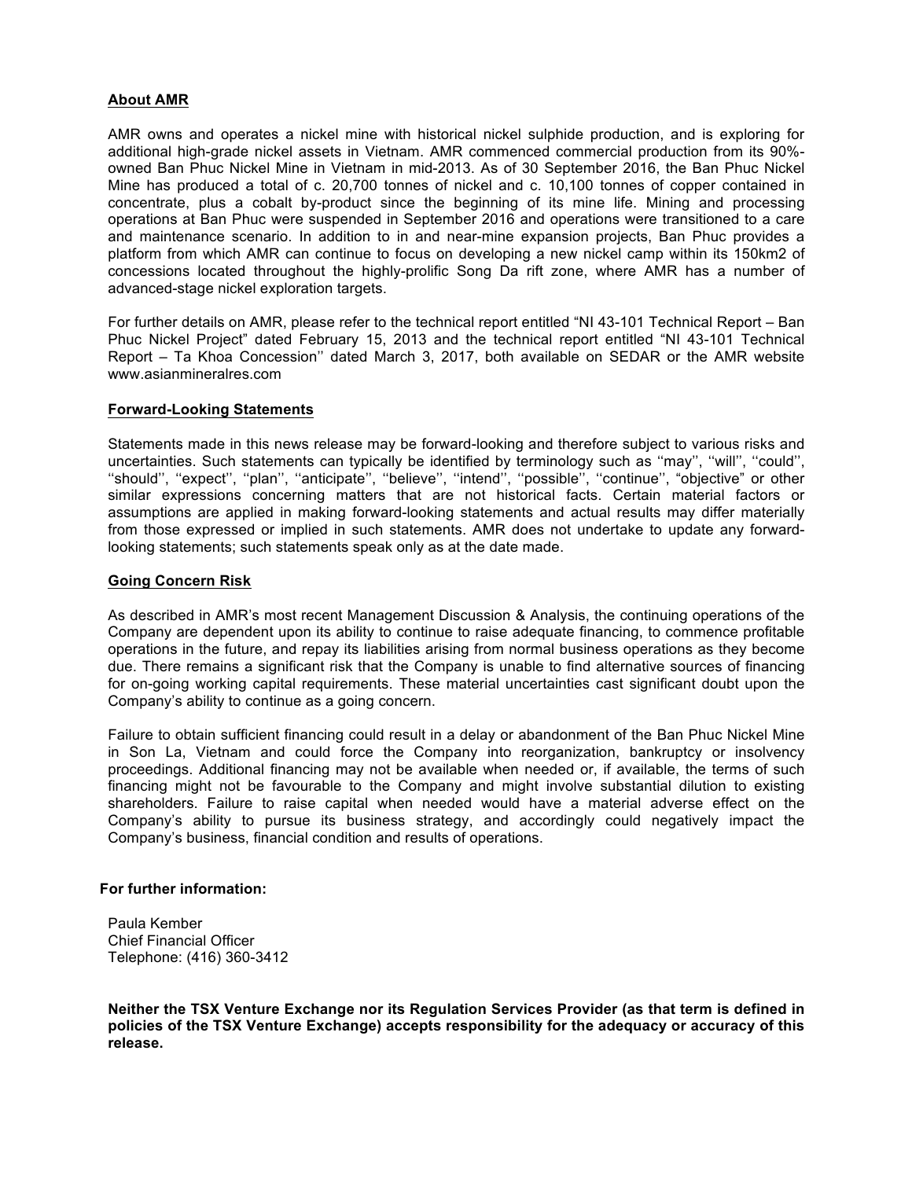## About AMR

AMR owns and operates a nickel mine with historical nickel sulphide production, and is exploring for additional high-grade nickel assets in Vietnam. AMR commenced commercial production from its 90%-owned Ban Phuc Nickel Mine in Vietnam in mid-2013. As of 30 September 2016, the Ban Phuc Nickel Mine has produced a total of c. 20,700 tonnes of nickel and c. 10,100 tonnes of copper contained in concentrate, plus a cobalt by-product since the beginning of its mine life. Mining and processing operations at Ban Phuc were suspended in September 2016 and operations were transitioned to a care and maintenance scenario. In addition to in and near-mine expansion projects, Ban Phuc provides a platform from which AMR can continue to focus on developing a new nickel camp within its 150km2 of concessions located throughout the highly-prolific Song Da rift zone, where AMR has a number of advanced-stage nickel exploration targets.

For further details on AMR, please refer to the technical report entitled "NI 43-101 Technical Report – Ban Phuc Nickel Project" dated February 15, 2013 and the technical report entitled "NI 43-101 Technical Report – Ta Khoa Concession'' dated March 3, 2017, both available on SEDAR or the AMR website www.asianmineralres.com

## Forward-Looking Statements

Statements made in this news release may be forward-looking and therefore subject to various risks and uncertainties. Such statements can typically be identified by terminology such as ''may'', ''will'', ''could'', ''should'', ''expect'', ''plan'', ''anticipate'', ''believe'', ''intend'', ''possible'', ''continue'', "objective" or other similar expressions concerning matters that are not historical facts. Certain material factors or assumptions are applied in making forward-looking statements and actual results may differ materially from those expressed or implied in such statements. AMR does not undertake to update any forward-looking statements; such statements speak only as at the date made.

## Going Concern Risk

As described in AMR's most recent Management Discussion & Analysis, the continuing operations of the Company are dependent upon its ability to continue to raise adequate financing, to commence profitable operations in the future, and repay its liabilities arising from normal business operations as they become due. There remains a significant risk that the Company is unable to find alternative sources of financing for on-going working capital requirements. These material uncertainties cast significant doubt upon the Company's ability to continue as a going concern.

Failure to obtain sufficient financing could result in a delay or abandonment of the Ban Phuc Nickel Mine in Son La, Vietnam and could force the Company into reorganization, bankruptcy or insolvency proceedings. Additional financing may not be available when needed or, if available, the terms of such financing might not be favourable to the Company and might involve substantial dilution to existing shareholders. Failure to raise capital when needed would have a material adverse effect on the Company's ability to pursue its business strategy, and accordingly could negatively impact the Company's business, financial condition and results of operations.

**For further information:**

Paula Kember
Chief Financial Officer
Telephone: (416) 360-3412

**Neither the TSX Venture Exchange nor its Regulation Services Provider (as that term is defined in policies of the TSX Venture Exchange) accepts responsibility for the adequacy or accuracy of this release.**